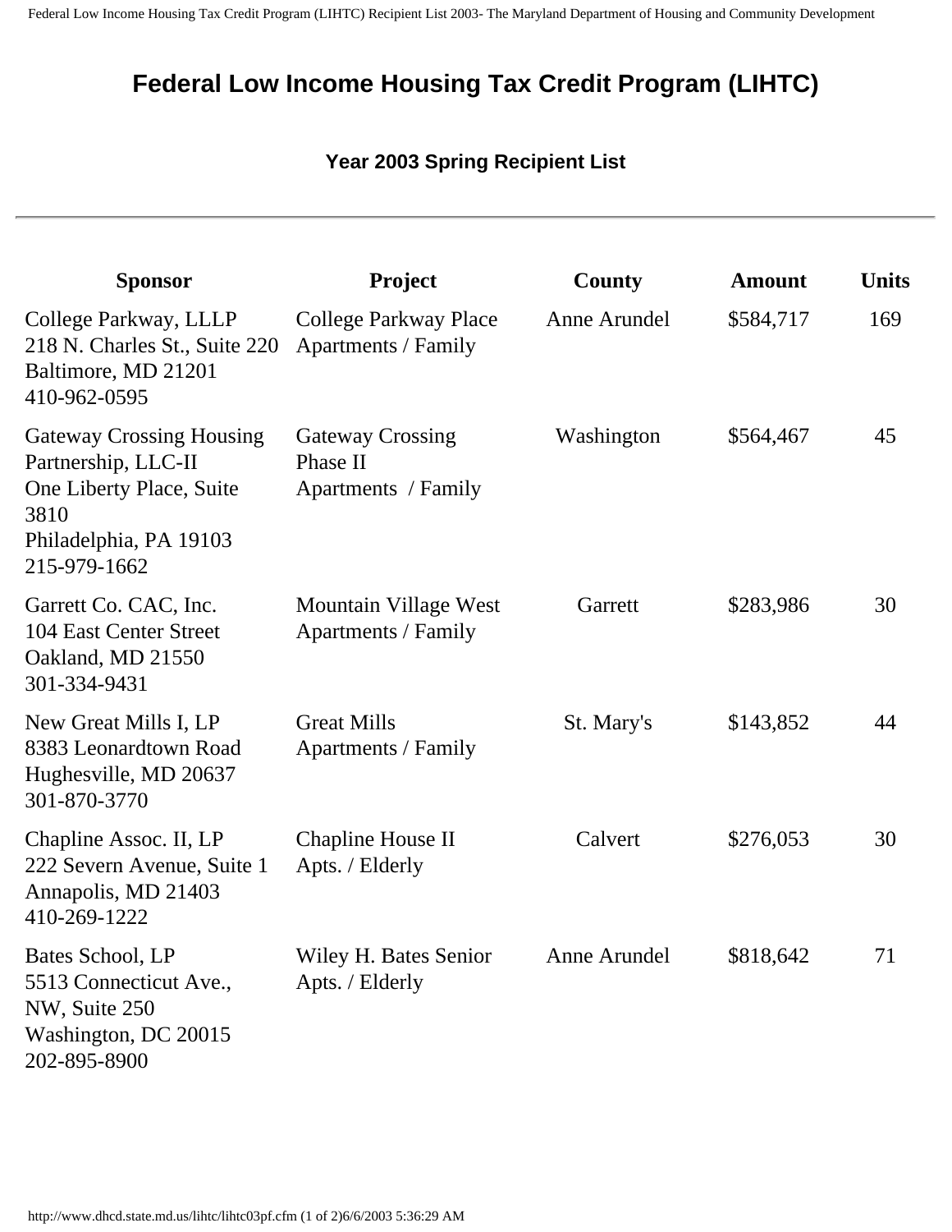# Federal Low Income Housing Tax Credit Program (LIHTC)

### Year 2003 Spring Recipient List

---

| Sponsor | Project | County | Amount | Units |
|---|---|---|---|---|
| College Parkway, LLLP<br>218 N. Charles St., Suite 220<br>Baltimore, MD 21201<br>410-962-0595 | College Parkway Place Apartments / Family | Anne Arundel | $584,717 | 169 |
| Gateway Crossing Housing Partnership, LLC-II<br>One Liberty Place, Suite 3810<br>Philadelphia, PA 19103<br>215-979-1662 | Gateway Crossing Phase II<br>Apartments / Family | Washington | $564,467 | 45 |
| Garrett Co. CAC, Inc.<br>104 East Center Street<br>Oakland, MD 21550<br>301-334-9431 | Mountain Village West Apartments / Family | Garrett | $283,986 | 30 |
| New Great Mills I, LP<br>8383 Leonardtown Road<br>Hughesville, MD 20637<br>301-870-3770 | Great Mills<br>Apartments / Family | St. Mary's | $143,852 | 44 |
| Chapline Assoc. II, LP<br>222 Severn Avenue, Suite 1<br>Annapolis, MD 21403<br>410-269-1222 | Chapline House II<br>Apts. / Elderly | Calvert | $276,053 | 30 |
| Bates School, LP<br>5513 Connecticut Ave., NW, Suite 250<br>Washington, DC 20015<br>202-895-8900 | Wiley H. Bates Senior Apts. / Elderly | Anne Arundel | $818,642 | 71 |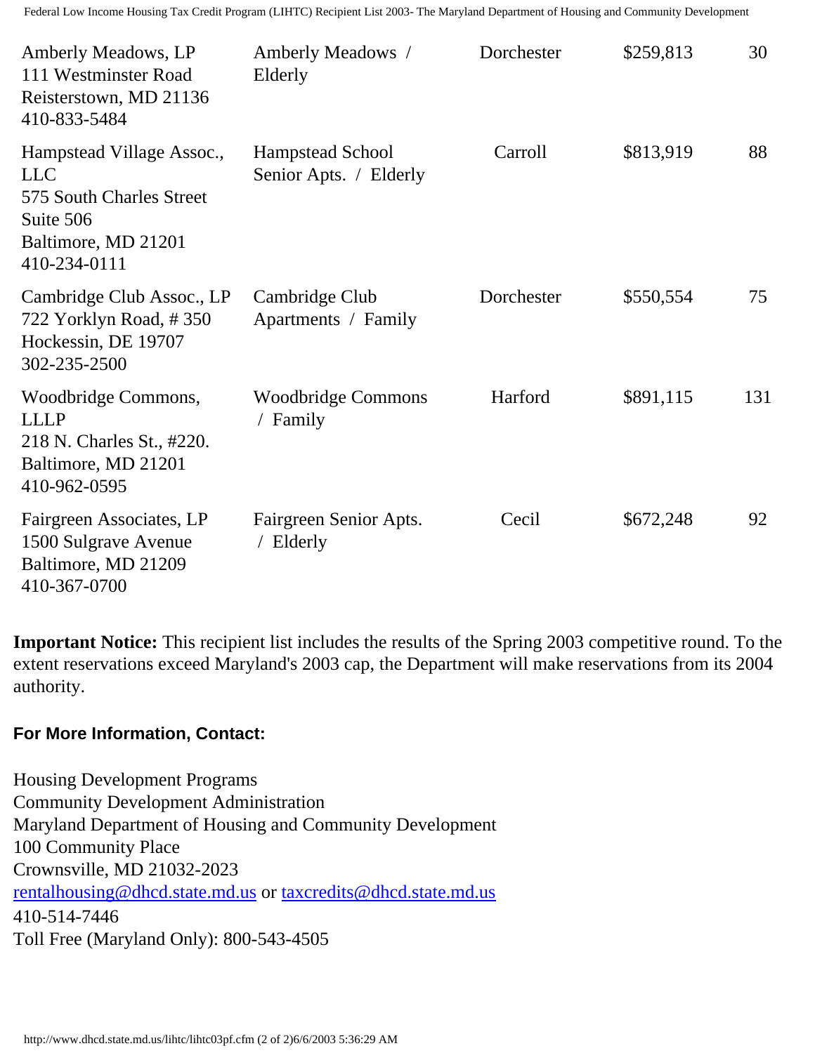| | | | | |
|---|---|---|---|---|
| Amberly Meadows, LP<br>111 Westminster Road<br>Reisterstown, MD 21136<br>410-833-5484 | Amberly Meadows / Elderly | Dorchester | $259,813 | 30 |
| Hampstead Village Assoc., LLC<br>575 South Charles Street<br>Suite 506<br>Baltimore, MD 21201<br>410-234-0111 | Hampstead School Senior Apts. / Elderly | Carroll | $813,919 | 88 |
| Cambridge Club Assoc., LP<br>722 Yorklyn Road, # 350<br>Hockessin, DE 19707<br>302-235-2500 | Cambridge Club Apartments / Family | Dorchester | $550,554 | 75 |
| Woodbridge Commons, LLLP<br>218 N. Charles St., #220.<br>Baltimore, MD 21201<br>410-962-0595 | Woodbridge Commons / Family | Harford | $891,115 | 131 |
| Fairgreen Associates, LP<br>1500 Sulgrave Avenue<br>Baltimore, MD 21209<br>410-367-0700 | Fairgreen Senior Apts. / Elderly | Cecil | $672,248 | 92 |

**Important Notice:** This recipient list includes the results of the Spring 2003 competitive round. To the extent reservations exceed Maryland's 2003 cap, the Department will make reservations from its 2004 authority.

**For More Information, Contact:**

Housing Development Programs
Community Development Administration
Maryland Department of Housing and Community Development
100 Community Place
Crownsville, MD 21032-2023
rentalhousing@dhcd.state.md.us or taxcredits@dhcd.state.md.us
410-514-7446
Toll Free (Maryland Only): 800-543-4505